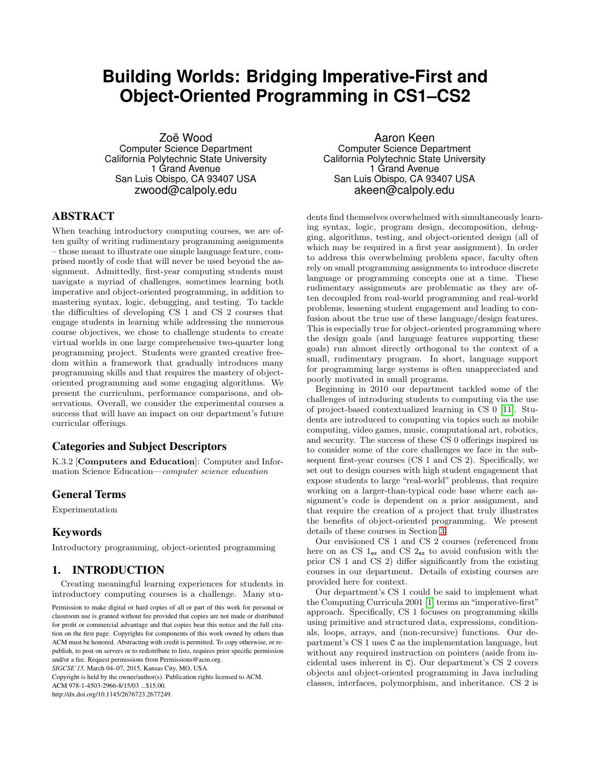# Building Worlds: Bridging Imperative-First and Object-Oriented Programming in CS1–CS2

Zoë Wood
Computer Science Department
California Polytechnic State University
1 Grand Avenue
San Luis Obispo, CA 93407 USA
zwood@calpoly.edu

Aaron Keen
Computer Science Department
California Polytechnic State University
1 Grand Avenue
San Luis Obispo, CA 93407 USA
akeen@calpoly.edu

## ABSTRACT

When teaching introductory computing courses, we are often guilty of writing rudimentary programming assignments – those meant to illustrate one simple language feature, comprised mostly of code that will never be used beyond the assignment. Admittedly, first-year computing students must navigate a myriad of challenges, sometimes learning both imperative and object-oriented programming, in addition to mastering syntax, logic, debugging, and testing. To tackle the difficulties of developing CS 1 and CS 2 courses that engage students in learning while addressing the numerous course objectives, we chose to challenge students to create virtual worlds in one large comprehensive two-quarter long programming project. Students were granted creative freedom within a framework that gradually introduces many programming skills and that requires the mastery of object-oriented programming and some engaging algorithms. We present the curriculum, performance comparisons, and observations. Overall, we consider the experimental courses a success that will have an impact on our department's future curricular offerings.

### Categories and Subject Descriptors

K.3.2 [**Computers and Education**]: Computer and Information Science Education—*computer science education*

### General Terms

Experimentation

### Keywords

Introductory programming, object-oriented programming

## 1. INTRODUCTION

Creating meaningful learning experiences for students in introductory computing courses is a challenge. Many students find themselves overwhelmed with simultaneously learning syntax, logic, program design, decomposition, debugging, algorithms, testing, and object-oriented design (all of which may be required in a first year assignment). In order to address this overwhelming problem space, faculty often rely on small programming assignments to introduce discrete language or programming concepts one at a time. These rudimentary assignments are problematic as they are often decoupled from real-world programming and real-world problems, lessening student engagement and leading to confusion about the true use of these language/design features. This is especially true for object-oriented programming where the design goals (and language features supporting these goals) run almost directly orthogonal to the context of a small, rudimentary program. In short, language support for programming large systems is often unappreciated and poorly motivated in small programs.

Beginning in 2010 our department tackled some of the challenges of introducing students to computing via the use of project-based contextualized learning in CS 0 [11]. Students are introduced to computing via topics such as mobile computing, video games, music, computational art, robotics, and security. The success of these CS 0 offerings inspired us to consider some of the core challenges we face in the subsequent first-year courses (CS 1 and CS 2). Specifically, we set out to design courses with high student engagement that expose students to large "real-world" problems, that require working on a larger-than-typical code base where each assignment's code is dependent on a prior assignment, and that require the creation of a project that truly illustrates the benefits of object-oriented programming. We present details of these courses in Section 3.

Our envisioned CS 1 and CS 2 courses (referenced from here on as CS $1_{\texttt{ex}}$ and CS $2_{\texttt{ex}}$ to avoid confusion with the prior CS 1 and CS 2) differ significantly from the existing courses in our department. Details of existing courses are provided here for context.

Our department's CS 1 could be said to implement what the Computing Curricula 2001 [1] terms an "imperative-first" approach. Specifically, CS 1 focuses on programming skills using primitive and structured data, expressions, conditionals, loops, arrays, and (non-recursive) functions. Our department's CS 1 uses `C` as the implementation language, but without any required instruction on pointers (aside from incidental uses inherent in `C`). Our department's CS 2 covers objects and object-oriented programming in Java including classes, interfaces, polymorphism, and inheritance. CS 2 is

Permission to make digital or hard copies of all or part of this work for personal or classroom use is granted without fee provided that copies are not made or distributed for profit or commercial advantage and that copies bear this notice and the full citation on the first page. Copyrights for components of this work owned by others than ACM must be honored. Abstracting with credit is permitted. To copy otherwise, or republish, to post on servers or to redistribute to lists, requires prior specific permission and/or a fee. Request permissions from Permissions@acm.org.
*SIGCSE'15,* March 04–07, 2015, Kansas City, MO, USA.
Copyright is held by the owner/author(s). Publication rights licensed to ACM.
ACM 978-1-4503-2966-8/15/03 ...$15.00.
http://dx.doi.org/10.1145/2676723.2677249.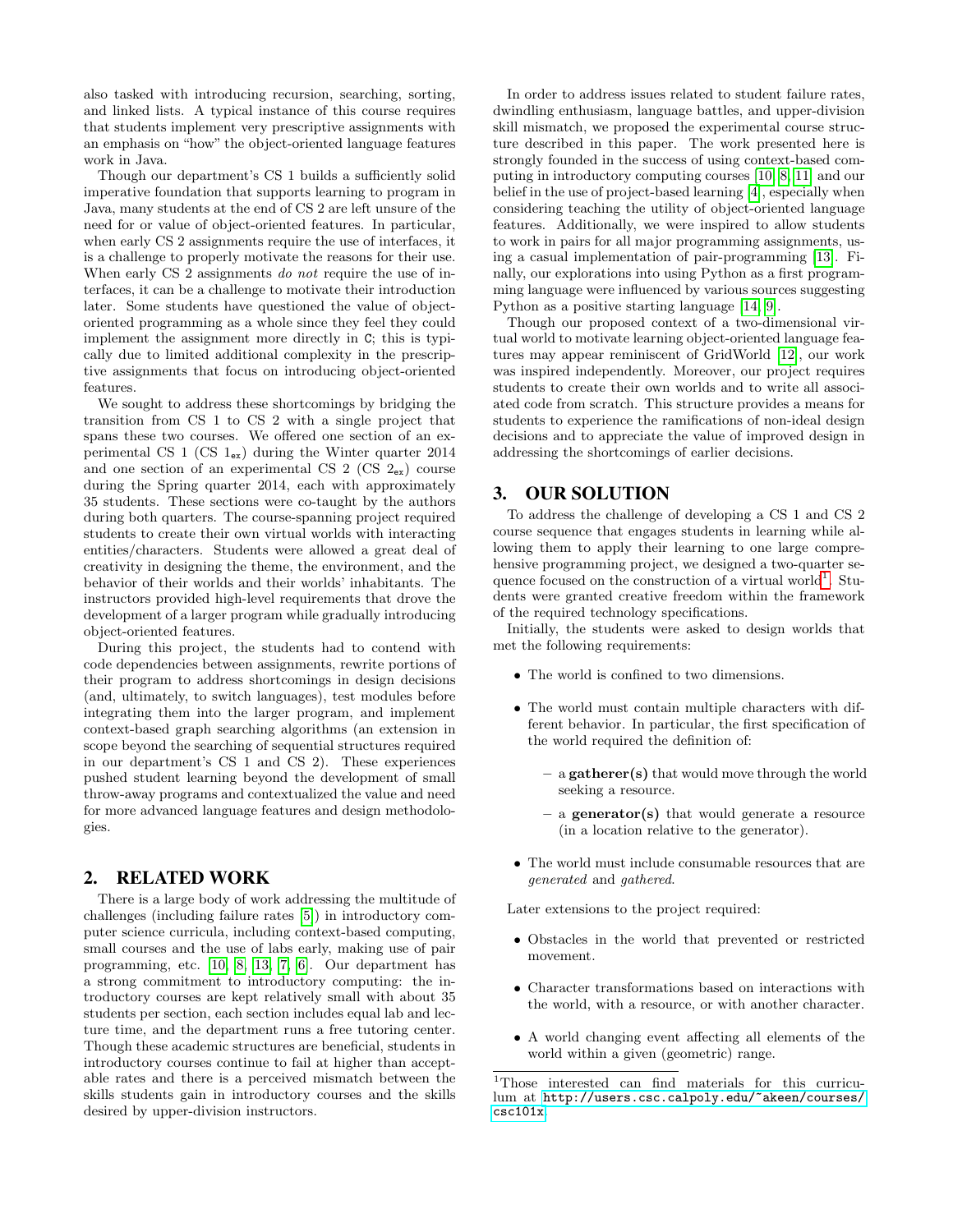also tasked with introducing recursion, searching, sorting, and linked lists. A typical instance of this course requires that students implement very prescriptive assignments with an emphasis on "how" the object-oriented language features work in Java.

Though our department's CS 1 builds a sufficiently solid imperative foundation that supports learning to program in Java, many students at the end of CS 2 are left unsure of the need for or value of object-oriented features. In particular, when early CS 2 assignments require the use of interfaces, it is a challenge to properly motivate the reasons for their use. When early CS 2 assignments *do not* require the use of interfaces, it can be a challenge to motivate their introduction later. Some students have questioned the value of object-oriented programming as a whole since they feel they could implement the assignment more directly in `C`; this is typically due to limited additional complexity in the prescriptive assignments that focus on introducing object-oriented features.

We sought to address these shortcomings by bridging the transition from CS 1 to CS 2 with a single project that spans these two courses. We offered one section of an experimental CS 1 (CS $1_{\texttt{ex}}$) during the Winter quarter 2014 and one section of an experimental CS 2 (CS $2_{\texttt{ex}}$) course during the Spring quarter 2014, each with approximately 35 students. These sections were co-taught by the authors during both quarters. The course-spanning project required students to create their own virtual worlds with interacting entities/characters. Students were allowed a great deal of creativity in designing the theme, the environment, and the behavior of their worlds and their worlds' inhabitants. The instructors provided high-level requirements that drove the development of a larger program while gradually introducing object-oriented features.

During this project, the students had to contend with code dependencies between assignments, rewrite portions of their program to address shortcomings in design decisions (and, ultimately, to switch languages), test modules before integrating them into the larger program, and implement context-based graph searching algorithms (an extension in scope beyond the searching of sequential structures required in our department's CS 1 and CS 2). These experiences pushed student learning beyond the development of small throw-away programs and contextualized the value and need for more advanced language features and design methodologies.

## 2. RELATED WORK

There is a large body of work addressing the multitude of challenges (including failure rates [5]) in introductory computer science curricula, including context-based computing, small courses and the use of labs early, making use of pair programming, etc. [10, 8, 13, 7, 6]. Our department has a strong commitment to introductory computing: the introductory courses are kept relatively small with about 35 students per section, each section includes equal lab and lecture time, and the department runs a free tutoring center. Though these academic structures are beneficial, students in introductory courses continue to fail at higher than acceptable rates and there is a perceived mismatch between the skills students gain in introductory courses and the skills desired by upper-division instructors.

In order to address issues related to student failure rates, dwindling enthusiasm, language battles, and upper-division skill mismatch, we proposed the experimental course structure described in this paper. The work presented here is strongly founded in the success of using context-based computing in introductory computing courses [10, 8, 11] and our belief in the use of project-based learning [4], especially when considering teaching the utility of object-oriented language features. Additionally, we were inspired to allow students to work in pairs for all major programming assignments, using a casual implementation of pair-programming [13]. Finally, our explorations into using Python as a first programming language were influenced by various sources suggesting Python as a positive starting language [14, 9].

Though our proposed context of a two-dimensional virtual world to motivate learning object-oriented language features may appear reminiscent of GridWorld [12], our work was inspired independently. Moreover, our project requires students to create their own worlds and to write all associated code from scratch. This structure provides a means for students to experience the ramifications of non-ideal design decisions and to appreciate the value of improved design in addressing the shortcomings of earlier decisions.

## 3. OUR SOLUTION

To address the challenge of developing a CS 1 and CS 2 course sequence that engages students in learning while allowing them to apply their learning to one large comprehensive programming project, we designed a two-quarter sequence focused on the construction of a virtual world[1]. Students were granted creative freedom within the framework of the required technology specifications.

Initially, the students were asked to design worlds that met the following requirements:

- The world is confined to two dimensions.
- The world must contain multiple characters with different behavior. In particular, the first specification of the world required the definition of:
  - a **gatherer(s)** that would move through the world seeking a resource.
  - a **generator(s)** that would generate a resource (in a location relative to the generator).
- The world must include consumable resources that are *generated* and *gathered*.

Later extensions to the project required:

- Obstacles in the world that prevented or restricted movement.
- Character transformations based on interactions with the world, with a resource, or with another character.
- A world changing event affecting all elements of the world within a given (geometric) range.

[1] Those interested can find materials for this curriculum at http://users.csc.calpoly.edu/~akeen/courses/csc101x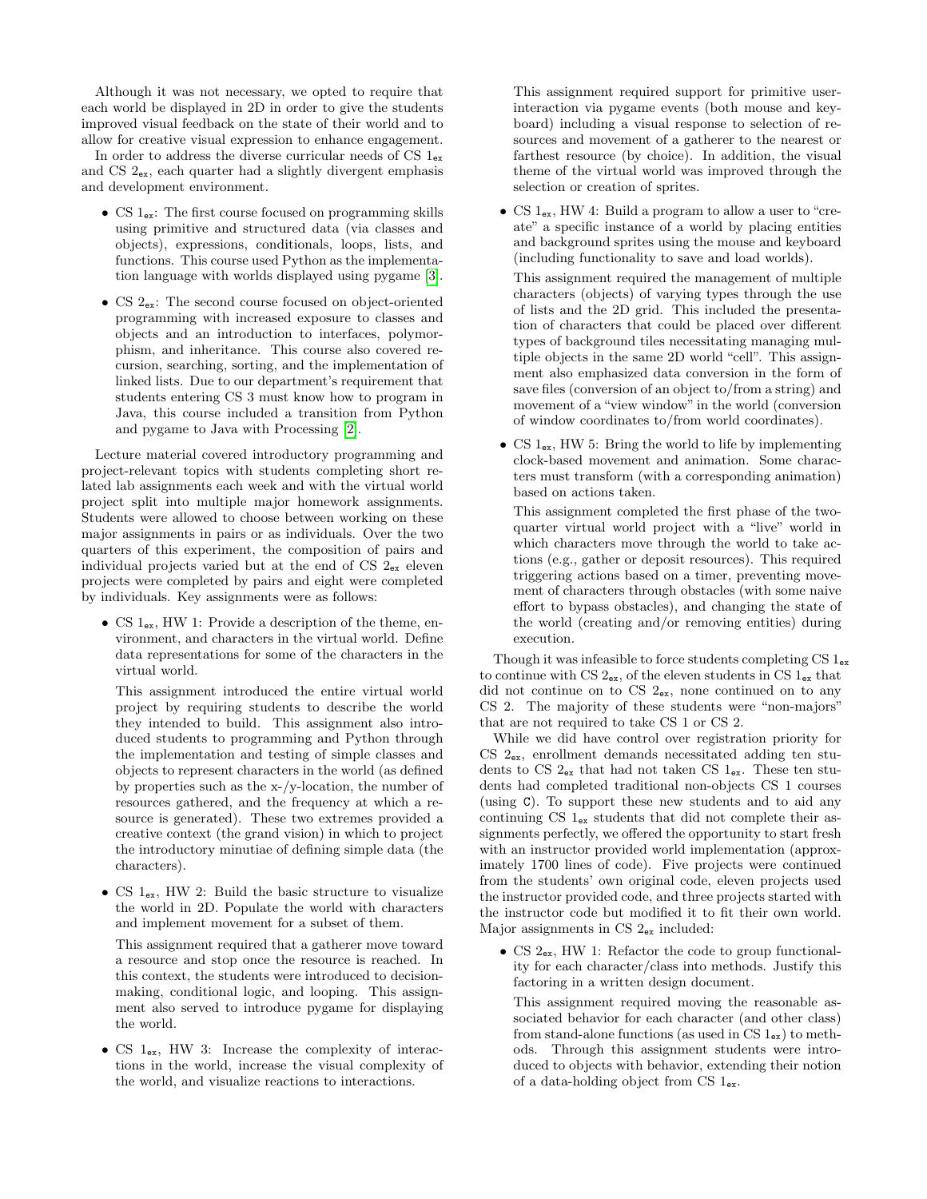Although it was not necessary, we opted to require that each world be displayed in 2D in order to give the students improved visual feedback on the state of their world and to allow for creative visual expression to enhance engagement.

In order to address the diverse curricular needs of CS $1_{\texttt{ex}}$ and CS $2_{\texttt{ex}}$, each quarter had a slightly divergent emphasis and development environment.

- CS $1_{\texttt{ex}}$: The first course focused on programming skills using primitive and structured data (via classes and objects), expressions, conditionals, loops, lists, and functions. This course used Python as the implementation language with worlds displayed using pygame [3].
- CS $2_{\texttt{ex}}$: The second course focused on object-oriented programming with increased exposure to classes and objects and an introduction to interfaces, polymorphism, and inheritance. This course also covered recursion, searching, sorting, and the implementation of linked lists. Due to our department's requirement that students entering CS 3 must know how to program in Java, this course included a transition from Python and pygame to Java with Processing [2].

Lecture material covered introductory programming and project-relevant topics with students completing short related lab assignments each week and with the virtual world project split into multiple major homework assignments. Students were allowed to choose between working on these major assignments in pairs or as individuals. Over the two quarters of this experiment, the composition of pairs and individual projects varied but at the end of CS $2_{\texttt{ex}}$ eleven projects were completed by pairs and eight were completed by individuals. Key assignments were as follows:

- CS $1_{\texttt{ex}}$, HW 1: Provide a description of the theme, environment, and characters in the virtual world. Define data representations for some of the characters in the virtual world.

  This assignment introduced the entire virtual world project by requiring students to describe the world they intended to build. This assignment also introduced students to programming and Python through the implementation and testing of simple classes and objects to represent characters in the world (as defined by properties such as the x-/y-location, the number of resources gathered, and the frequency at which a resource is generated). These two extremes provided a creative context (the grand vision) in which to project the introductory minutiae of defining simple data (the characters).

- CS $1_{\texttt{ex}}$, HW 2: Build the basic structure to visualize the world in 2D. Populate the world with characters and implement movement for a subset of them.

  This assignment required that a gatherer move toward a resource and stop once the resource is reached. In this context, the students were introduced to decision-making, conditional logic, and looping. This assignment also served to introduce pygame for displaying the world.

- CS $1_{\texttt{ex}}$, HW 3: Increase the complexity of interactions in the world, increase the visual complexity of the world, and visualize reactions to interactions.

  This assignment required support for primitive user-interaction via pygame events (both mouse and keyboard) including a visual response to selection of resources and movement of a gatherer to the nearest or farthest resource (by choice). In addition, the visual theme of the virtual world was improved through the selection or creation of sprites.

- CS $1_{\texttt{ex}}$, HW 4: Build a program to allow a user to "create" a specific instance of a world by placing entities and background sprites using the mouse and keyboard (including functionality to save and load worlds).

  This assignment required the management of multiple characters (objects) of varying types through the use of lists and the 2D grid. This included the presentation of characters that could be placed over different types of background tiles necessitating managing multiple objects in the same 2D world "cell". This assignment also emphasized data conversion in the form of save files (conversion of an object to/from a string) and movement of a "view window" in the world (conversion of window coordinates to/from world coordinates).

- CS $1_{\texttt{ex}}$, HW 5: Bring the world to life by implementing clock-based movement and animation. Some characters must transform (with a corresponding animation) based on actions taken.

  This assignment completed the first phase of the two-quarter virtual world project with a "live" world in which characters move through the world to take actions (e.g., gather or deposit resources). This required triggering actions based on a timer, preventing movement of characters through obstacles (with some naive effort to bypass obstacles), and changing the state of the world (creating and/or removing entities) during execution.

Though it was infeasible to force students completing CS $1_{\texttt{ex}}$ to continue with CS $2_{\texttt{ex}}$, of the eleven students in CS $1_{\texttt{ex}}$ that did not continue on to CS $2_{\texttt{ex}}$, none continued on to any CS 2. The majority of these students were "non-majors" that are not required to take CS 1 or CS 2.

While we did have control over registration priority for CS $2_{\texttt{ex}}$, enrollment demands necessitated adding ten students to CS $2_{\texttt{ex}}$ that had not taken CS $1_{\texttt{ex}}$. These ten students had completed traditional non-objects CS 1 courses (using `C`). To support these new students and to aid any continuing CS $1_{\texttt{ex}}$ students that did not complete their assignments perfectly, we offered the opportunity to start fresh with an instructor provided world implementation (approximately 1700 lines of code). Five projects were continued from the students' own original code, eleven projects used the instructor provided code, and three projects started with the instructor code but modified it to fit their own world. Major assignments in CS $2_{\texttt{ex}}$ included:

- CS $2_{\texttt{ex}}$, HW 1: Refactor the code to group functionality for each character/class into methods. Justify this factoring in a written design document.

  This assignment required moving the reasonable associated behavior for each character (and other class) from stand-alone functions (as used in CS $1_{\texttt{ex}}$) to methods. Through this assignment students were introduced to objects with behavior, extending their notion of a data-holding object from CS $1_{\texttt{ex}}$.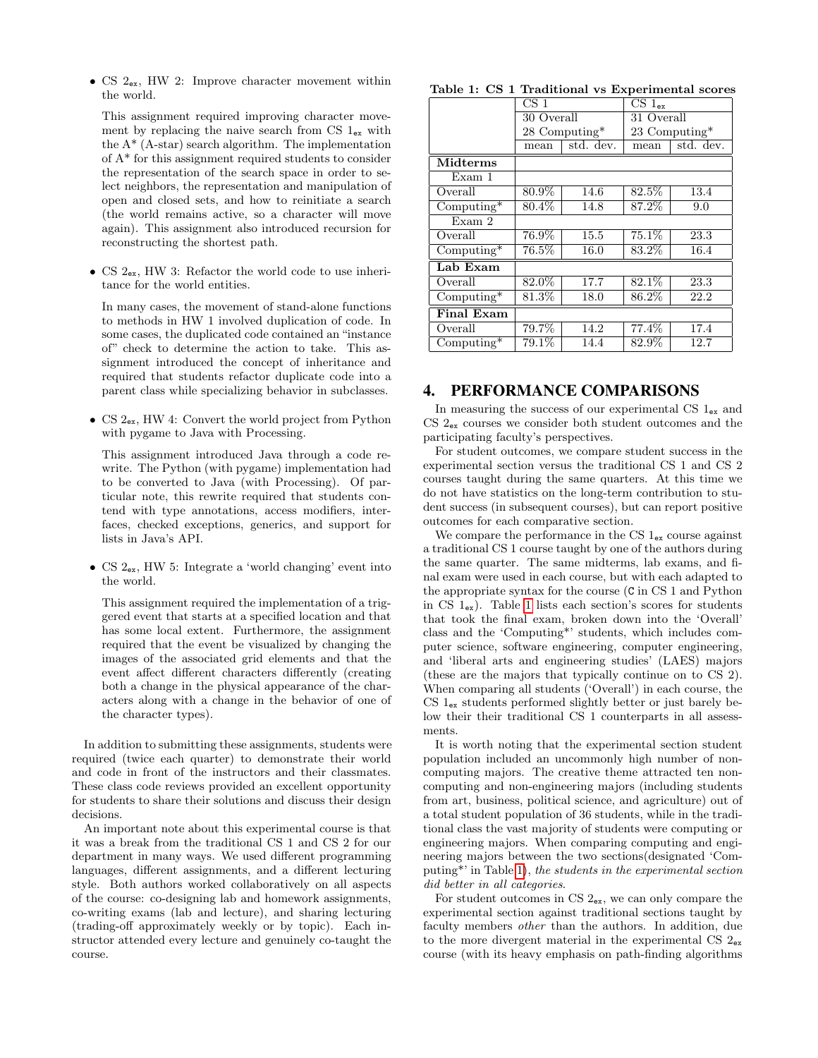- CS $2_{ex}$, HW 2: Improve character movement within the world.

  This assignment required improving character movement by replacing the naive search from CS $1_{ex}$ with the A* (A-star) search algorithm. The implementation of A* for this assignment required students to consider the representation of the search space in order to select neighbors, the representation and manipulation of open and closed sets, and how to reinitiate a search (the world remains active, so a character will move again). This assignment also introduced recursion for reconstructing the shortest path.

- CS $2_{ex}$, HW 3: Refactor the world code to use inheritance for the world entities.

  In many cases, the movement of stand-alone functions to methods in HW 1 involved duplication of code. In some cases, the duplicated code contained an "instance of" check to determine the action to take. This assignment introduced the concept of inheritance and required that students refactor duplicate code into a parent class while specializing behavior in subclasses.

- CS $2_{ex}$, HW 4: Convert the world project from Python with pygame to Java with Processing.

  This assignment introduced Java through a code rewrite. The Python (with pygame) implementation had to be converted to Java (with Processing). Of particular note, this rewrite required that students contend with type annotations, access modifiers, interfaces, checked exceptions, generics, and support for lists in Java's API.

- CS $2_{ex}$, HW 5: Integrate a 'world changing' event into the world.

  This assignment required the implementation of a triggered event that starts at a specified location and that has some local extent. Furthermore, the assignment required that the event be visualized by changing the images of the associated grid elements and that the event affect different characters differently (creating both a change in the physical appearance of the characters along with a change in the behavior of one of the character types).

In addition to submitting these assignments, students were required (twice each quarter) to demonstrate their world and code in front of the instructors and their classmates. These class code reviews provided an excellent opportunity for students to share their solutions and discuss their design decisions.

An important note about this experimental course is that it was a break from the traditional CS 1 and CS 2 for our department in many ways. We used different programming languages, different assignments, and a different lecturing style. Both authors worked collaboratively on all aspects of the course: co-designing lab and homework assignments, co-writing exams (lab and lecture), and sharing lecturing (trading-off approximately weekly or by topic). Each instructor attended every lecture and genuinely co-taught the course.

**Table 1: CS 1 Traditional vs Experimental scores**

| | CS 1 | | CS $1_{ex}$ | |
|---|---|---|---|---|
| | 30 Overall | | 31 Overall | |
| | 28 Computing* | | 23 Computing* | |
| | mean | std. dev. | mean | std. dev. |
| **Midterms** | | | | |
| Exam 1 | | | | |
| Overall | 80.9% | 14.6 | 82.5% | 13.4 |
| Computing* | 80.4% | 14.8 | 87.2% | 9.0 |
| Exam 2 | | | | |
| Overall | 76.9% | 15.5 | 75.1% | 23.3 |
| Computing* | 76.5% | 16.0 | 83.2% | 16.4 |
| **Lab Exam** | | | | |
| Overall | 82.0% | 17.7 | 82.1% | 23.3 |
| Computing* | 81.3% | 18.0 | 86.2% | 22.2 |
| **Final Exam** | | | | |
| Overall | 79.7% | 14.2 | 77.4% | 17.4 |
| Computing* | 79.1% | 14.4 | 82.9% | 12.7 |

## 4. PERFORMANCE COMPARISONS

In measuring the success of our experimental CS $1_{ex}$ and CS $2_{ex}$ courses we consider both student outcomes and the participating faculty's perspectives.

For student outcomes, we compare student success in the experimental section versus the traditional CS 1 and CS 2 courses taught during the same quarters. At this time we do not have statistics on the long-term contribution to student success (in subsequent courses), but can report positive outcomes for each comparative section.

We compare the performance in the CS $1_{ex}$ course against a traditional CS 1 course taught by one of the authors during the same quarter. The same midterms, lab exams, and final exam were used in each course, but with each adapted to the appropriate syntax for the course (C in CS 1 and Python in CS $1_{ex}$). Table 1 lists each section's scores for students that took the final exam, broken down into the 'Overall' class and the 'Computing*' students, which includes computer science, software engineering, computer engineering, and 'liberal arts and engineering studies' (LAES) majors (these are the majors that typically continue on to CS 2). When comparing all students ('Overall') in each course, the CS $1_{ex}$ students performed slightly better or just barely below their their traditional CS 1 counterparts in all assessments.

It is worth noting that the experimental section student population included an uncommonly high number of non-computing majors. The creative theme attracted ten non-computing and non-engineering majors (including students from art, business, political science, and agriculture) out of a total student population of 36 students, while in the traditional class the vast majority of students were computing or engineering majors. When comparing computing and engineering majors between the two sections(designated 'Computing*' in Table 1), *the students in the experimental section did better in all categories*.

For student outcomes in CS $2_{ex}$, we can only compare the experimental section against traditional sections taught by faculty members *other* than the authors. In addition, due to the more divergent material in the experimental CS $2_{ex}$ course (with its heavy emphasis on path-finding algorithms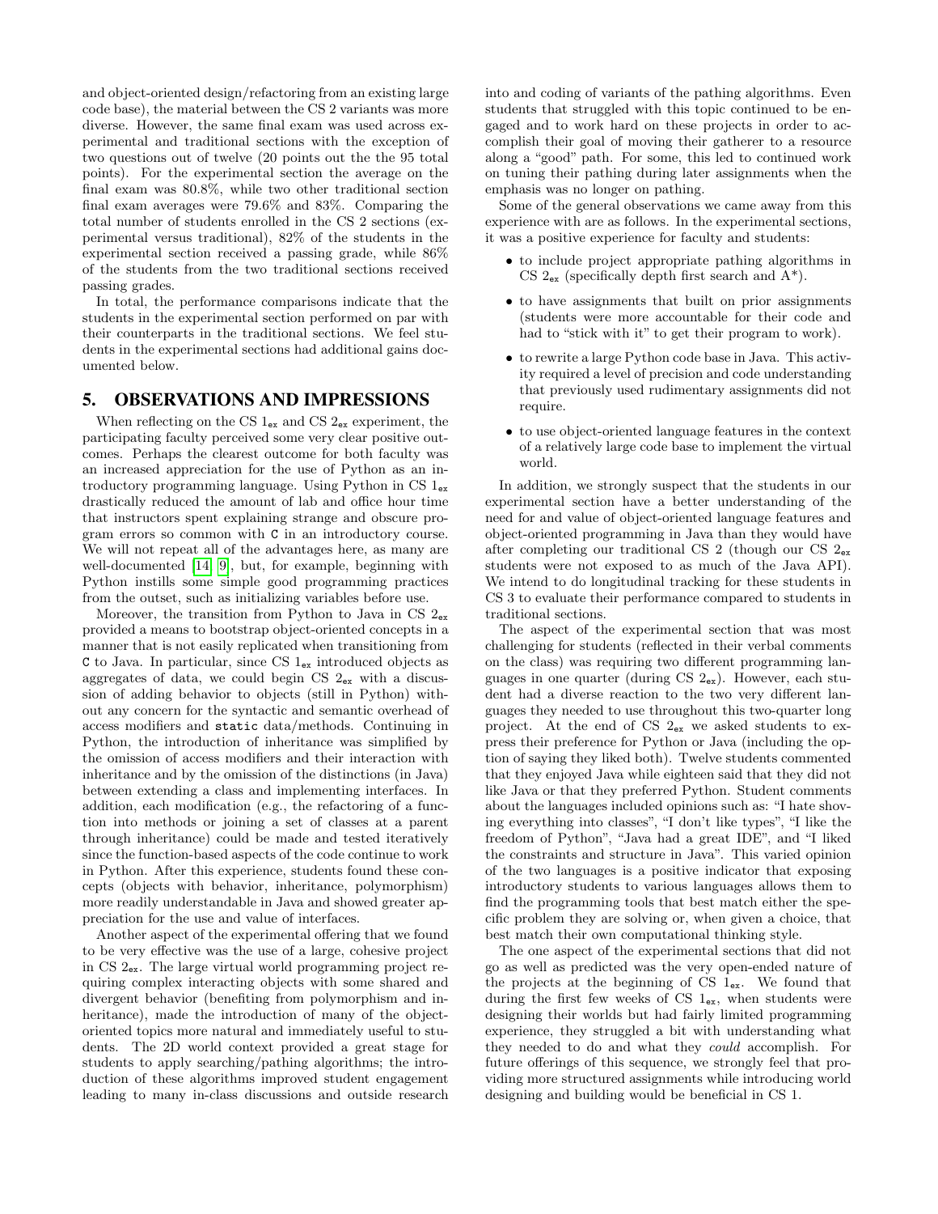and object-oriented design/refactoring from an existing large code base), the material between the CS 2 variants was more diverse. However, the same final exam was used across experimental and traditional sections with the exception of two questions out of twelve (20 points out the the 95 total points). For the experimental section the average on the final exam was 80.8%, while two other traditional section final exam averages were 79.6% and 83%. Comparing the total number of students enrolled in the CS 2 sections (experimental versus traditional), 82% of the students in the experimental section received a passing grade, while 86% of the students from the two traditional sections received passing grades.

In total, the performance comparisons indicate that the students in the experimental section performed on par with their counterparts in the traditional sections. We feel students in the experimental sections had additional gains documented below.

## 5. OBSERVATIONS AND IMPRESSIONS

When reflecting on the CS $1_{ex}$ and CS $2_{ex}$ experiment, the participating faculty perceived some very clear positive outcomes. Perhaps the clearest outcome for both faculty was an increased appreciation for the use of Python as an introductory programming language. Using Python in CS $1_{ex}$ drastically reduced the amount of lab and office hour time that instructors spent explaining strange and obscure program errors so common with `C` in an introductory course. We will not repeat all of the advantages here, as many are well-documented [14, 9], but, for example, beginning with Python instills some simple good programming practices from the outset, such as initializing variables before use.

Moreover, the transition from Python to Java in CS $2_{ex}$ provided a means to bootstrap object-oriented concepts in a manner that is not easily replicated when transitioning from `C` to Java. In particular, since CS $1_{ex}$ introduced objects as aggregates of data, we could begin CS $2_{ex}$ with a discussion of adding behavior to objects (still in Python) without any concern for the syntactic and semantic overhead of access modifiers and `static` data/methods. Continuing in Python, the introduction of inheritance was simplified by the omission of access modifiers and their interaction with inheritance and by the omission of the distinctions (in Java) between extending a class and implementing interfaces. In addition, each modification (e.g., the refactoring of a function into methods or joining a set of classes at a parent through inheritance) could be made and tested iteratively since the function-based aspects of the code continue to work in Python. After this experience, students found these concepts (objects with behavior, inheritance, polymorphism) more readily understandable in Java and showed greater appreciation for the use and value of interfaces.

Another aspect of the experimental offering that we found to be very effective was the use of a large, cohesive project in CS $2_{ex}$. The large virtual world programming project requiring complex interacting objects with some shared and divergent behavior (benefiting from polymorphism and inheritance), made the introduction of many of the object-oriented topics more natural and immediately useful to students. The 2D world context provided a great stage for students to apply searching/pathing algorithms; the introduction of these algorithms improved student engagement leading to many in-class discussions and outside research into and coding of variants of the pathing algorithms. Even students that struggled with this topic continued to be engaged and to work hard on these projects in order to accomplish their goal of moving their gatherer to a resource along a "good" path. For some, this led to continued work on tuning their pathing during later assignments when the emphasis was no longer on pathing.

Some of the general observations we came away from this experience with are as follows. In the experimental sections, it was a positive experience for faculty and students:

- to include project appropriate pathing algorithms in CS $2_{ex}$ (specifically depth first search and A*).
- to have assignments that built on prior assignments (students were more accountable for their code and had to "stick with it" to get their program to work).
- to rewrite a large Python code base in Java. This activity required a level of precision and code understanding that previously used rudimentary assignments did not require.
- to use object-oriented language features in the context of a relatively large code base to implement the virtual world.

In addition, we strongly suspect that the students in our experimental section have a better understanding of the need for and value of object-oriented language features and object-oriented programming in Java than they would have after completing our traditional CS 2 (though our CS $2_{ex}$ students were not exposed to as much of the Java API). We intend to do longitudinal tracking for these students in CS 3 to evaluate their performance compared to students in traditional sections.

The aspect of the experimental section that was most challenging for students (reflected in their verbal comments on the class) was requiring two different programming languages in one quarter (during CS $2_{ex}$). However, each student had a diverse reaction to the two very different languages they needed to use throughout this two-quarter long project. At the end of CS $2_{ex}$ we asked students to express their preference for Python or Java (including the option of saying they liked both). Twelve students commented that they enjoyed Java while eighteen said that they did not like Java or that they preferred Python. Student comments about the languages included opinions such as: "I hate shoving everything into classes", "I don't like types", "I like the freedom of Python", "Java had a great IDE", and "I liked the constraints and structure in Java". This varied opinion of the two languages is a positive indicator that exposing introductory students to various languages allows them to find the programming tools that best match either the specific problem they are solving or, when given a choice, that best match their own computational thinking style.

The one aspect of the experimental sections that did not go as well as predicted was the very open-ended nature of the projects at the beginning of CS $1_{ex}$. We found that during the first few weeks of CS $1_{ex}$, when students were designing their worlds but had fairly limited programming experience, they struggled a bit with understanding what they needed to do and what they *could* accomplish. For future offerings of this sequence, we strongly feel that providing more structured assignments while introducing world designing and building would be beneficial in CS 1.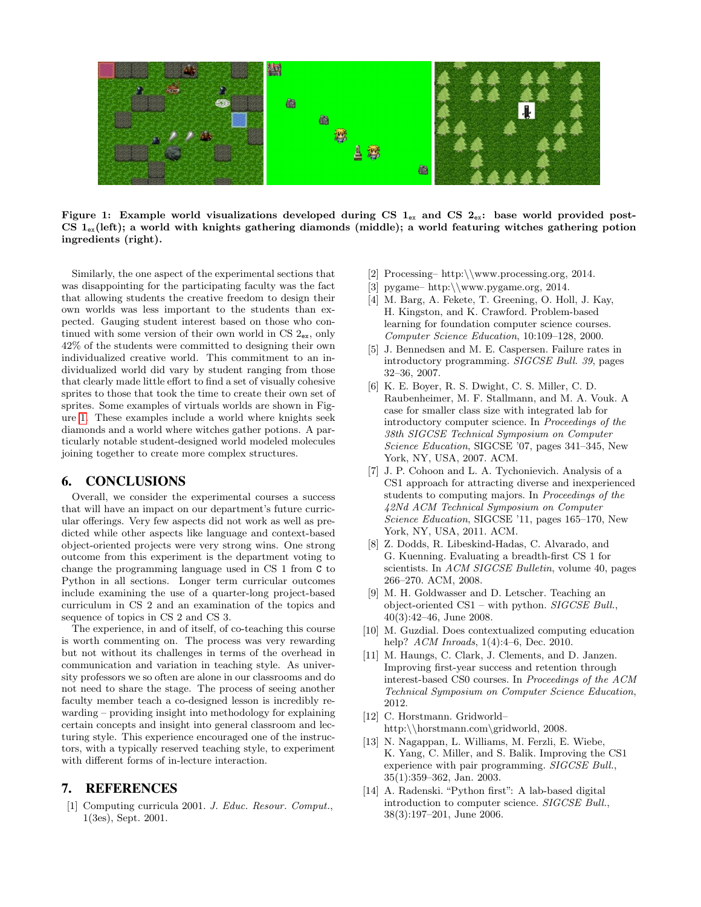**Figure 1: Example world visualizations developed during CS $1_{ex}$ and CS $2_{ex}$: base world provided post-CS $1_{ex}$(left); a world with knights gathering diamonds (middle); a world featuring witches gathering potion ingredients (right).**

Similarly, the one aspect of the experimental sections that was disappointing for the participating faculty was the fact that allowing students the creative freedom to design their own worlds was less important to the students than expected. Gauging student interest based on those who continued with some version of their own world in CS $2_{ex}$, only 42% of the students were committed to designing their own individualized creative world. This commitment to an individualized world did vary by student ranging from those that clearly made little effort to find a set of visually cohesive sprites to those that took the time to create their own set of sprites. Some examples of virtuals worlds are shown in Figure 1. These examples include a world where knights seek diamonds and a world where witches gather potions. A particularly notable student-designed world modeled molecules joining together to create more complex structures.

## 6. CONCLUSIONS

Overall, we consider the experimental courses a success that will have an impact on our department's future curricular offerings. Very few aspects did not work as well as predicted while other aspects like language and context-based object-oriented projects were very strong wins. One strong outcome from this experiment is the department voting to change the programming language used in CS 1 from C to Python in all sections. Longer term curricular outcomes include examining the use of a quarter-long project-based curriculum in CS 2 and an examination of the topics and sequence of topics in CS 2 and CS 3.

The experience, in and of itself, of co-teaching this course is worth commenting on. The process was very rewarding but not without its challenges in terms of the overhead in communication and variation in teaching style. As university professors we so often are alone in our classrooms and do not need to share the stage. The process of seeing another faculty member teach a co-designed lesson is incredibly rewarding – providing insight into methodology for explaining certain concepts and insight into general classroom and lecturing style. This experience encouraged one of the instructors, with a typically reserved teaching style, to experiment with different forms of in-lecture interaction.

## 7. REFERENCES

[1] Computing curricula 2001. *J. Educ. Resour. Comput.*, 1(3es), Sept. 2001.

[2] Processing– http:\\www.processing.org, 2014.

[3] pygame– http:\\www.pygame.org, 2014.

[4] M. Barg, A. Fekete, T. Greening, O. Holl, J. Kay, H. Kingston, and K. Crawford. Problem-based learning for foundation computer science courses. *Computer Science Education*, 10:109–128, 2000.

[5] J. Bennedsen and M. E. Caspersen. Failure rates in introductory programming. *SIGCSE Bull. 39*, pages 32–36, 2007.

[6] K. E. Boyer, R. S. Dwight, C. S. Miller, C. D. Raubenheimer, M. F. Stallmann, and M. A. Vouk. A case for smaller class size with integrated lab for introductory computer science. In *Proceedings of the 38th SIGCSE Technical Symposium on Computer Science Education*, SIGCSE '07, pages 341–345, New York, NY, USA, 2007. ACM.

[7] J. P. Cohoon and L. A. Tychonievich. Analysis of a CS1 approach for attracting diverse and inexperienced students to computing majors. In *Proceedings of the 42Nd ACM Technical Symposium on Computer Science Education*, SIGCSE '11, pages 165–170, New York, NY, USA, 2011. ACM.

[8] Z. Dodds, R. Libeskind-Hadas, C. Alvarado, and G. Kuenning. Evaluating a breadth-first CS 1 for scientists. In *ACM SIGCSE Bulletin*, volume 40, pages 266–270. ACM, 2008.

[9] M. H. Goldwasser and D. Letscher. Teaching an object-oriented CS1 – with python. *SIGCSE Bull.*, 40(3):42–46, June 2008.

[10] M. Guzdial. Does contextualized computing education help? *ACM Inroads*, 1(4):4–6, Dec. 2010.

[11] M. Haungs, C. Clark, J. Clements, and D. Janzen. Improving first-year success and retention through interest-based CS0 courses. In *Proceedings of the ACM Technical Symposium on Computer Science Education*, 2012.

[12] C. Horstmann. Gridworld– http:\\horstmann.com\gridworld, 2008.

[13] N. Nagappan, L. Williams, M. Ferzli, E. Wiebe, K. Yang, C. Miller, and S. Balik. Improving the CS1 experience with pair programming. *SIGCSE Bull.*, 35(1):359–362, Jan. 2003.

[14] A. Radenski. "Python first": A lab-based digital introduction to computer science. *SIGCSE Bull.*, 38(3):197–201, June 2006.